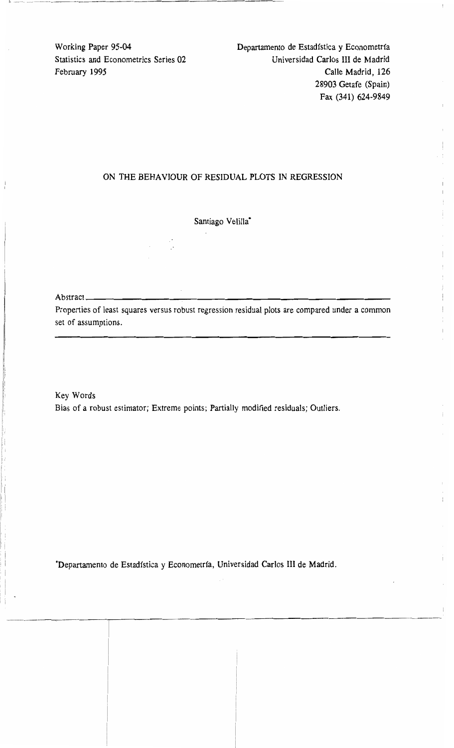Working Paper 95-04
Statistics and Econometrics Series 02
February 1995

Departamento de Estadística y Econometría
Universidad Carlos III de Madrid
Calle Madrid, 126
28903 Getafe (Spain)
Fax (341) 624-9849

# ON THE BEHAVIOUR OF RESIDUAL PLOTS IN REGRESSION

Santiago Velilla*

Abstract

Properties of least squares versus robust regression residual plots are compared under a common set of assumptions.

Key Words

Bias of a robust estimator; Extreme points; Partially modified residuals; Outliers.

*Departamento de Estadística y Econometría, Universidad Carlos III de Madrid.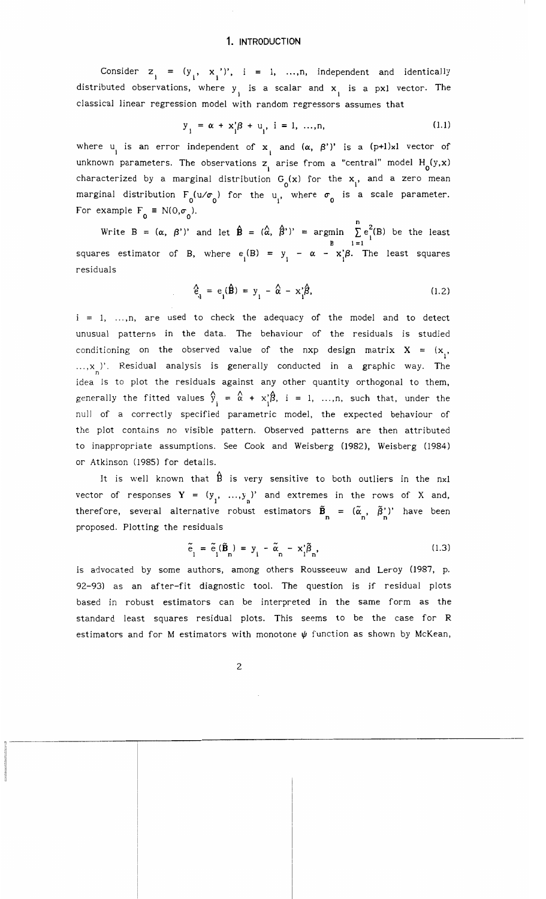# 1. INTRODUCTION

Consider $z_i = (y_i, x_i')'$, $i = 1, \ldots, n$, independent and identically distributed observations, where $y_i$ is a scalar and $x_i$ is a px1 vector. The classical linear regression model with random regressors assumes that

$$y_i = \alpha + x_i'\beta + u_i,\ i = 1, \ldots, n, \tag{1.1}$$

where $u_i$ is an error independent of $x_i$ and $(\alpha, \beta')'$ is a (p+1)x1 vector of unknown parameters. The observations $z_i$ arise from a "central" model $H_0(y,x)$ characterized by a marginal distribution $G_0(x)$ for the $x_i$, and a zero mean marginal distribution $F_0(u/\sigma_0)$ for the $u_i$, where $\sigma_0$ is a scale parameter. For example $F_0 \equiv N(0,\sigma_0)$.

Write $B = (\alpha, \beta')'$ and let $\hat{B} = (\hat{\alpha}, \hat{\beta}')' = \underset{B}{\text{argmin}} \sum_{i=1}^{n} e_i^2(B)$ be the least squares estimator of B, where $e_i(B) = y_i - \alpha - x_i'\beta$. The least squares residuals

$$\hat{e}_i = e_i(\hat{B}) = y_i - \hat{\alpha} - x_i'\hat{\beta}, \tag{1.2}$$

$i = 1, \ldots, n$, are used to check the adequacy of the model and to detect unusual patterns in the data. The behaviour of the residuals is studied conditioning on the observed value of the nxp design matrix $X = (x_1, \ldots, x_n)'$. Residual analysis is generally conducted in a graphic way. The idea is to plot the residuals against any other quantity orthogonal to them, generally the fitted values $\hat{y}_i = \hat{\alpha} + x_i'\hat{\beta}$, $i = 1, \ldots, n$, such that, under the null of a correctly specified parametric model, the expected behaviour of the plot contains no visible pattern. Observed patterns are then attributed to inappropriate assumptions. See Cook and Weisberg (1982), Weisberg (1984) or Atkinson (1985) for details.

It is well known that $\hat{B}$ is very sensitive to both outliers in the nx1 vector of responses $Y = (y_1, \ldots, y_n)'$ and extremes in the rows of X and, therefore, several alternative robust estimators $\tilde{B}_n = (\tilde{\alpha}_n, \tilde{\beta}_n')'$ have been proposed. Plotting the residuals

$$\tilde{e}_i = \tilde{e}_i(\tilde{B}_n) = y_i - \tilde{\alpha}_n - x_i'\tilde{\beta}_n, \tag{1.3}$$

is advocated by some authors, among others Rousseeuw and Leroy (1987, p. 92-93) as an after-fit diagnostic tool. The question is if residual plots based in robust estimators can be interpreted in the same form as the standard least squares residual plots. This seems to be the case for R estimators and for M estimators with monotone $\psi$ function as shown by McKean,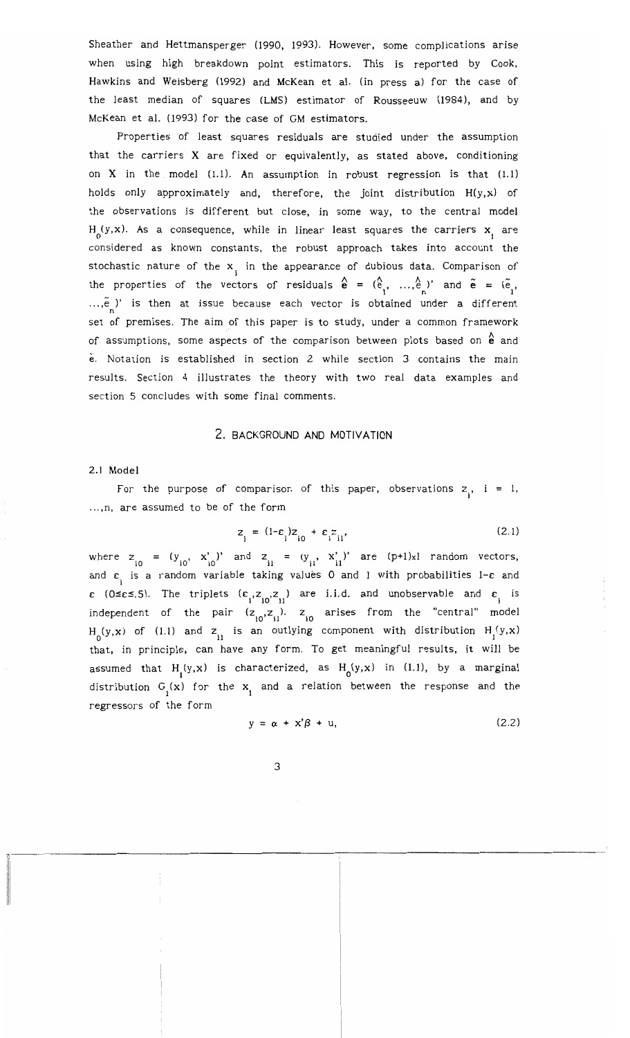Sheather and Hettmansperger (1990, 1993). However, some complications arise when using high breakdown point estimators. This is reported by Cook, Hawkins and Weisberg (1992) and McKean et al. (in press a) for the case of the least median of squares (LMS) estimator of Rousseeuw (1984), and by McKean et al. (1993) for the case of GM estimators.

Properties of least squares residuals are studied under the assumption that the carriers X are fixed or equivalently, as stated above, conditioning on X in the model (1.1). An assumption in robust regression is that (1.1) holds only approximately and, therefore, the joint distribution $H(y,x)$ of the observations is different but close, in some way, to the central model $H_0(y,x)$. As a consequence, while in linear least squares the carriers $x_i$ are considered as known constants, the robust approach takes into account the stochastic nature of the $x_i$ in the appearance of dubious data. Comparison of the properties of the vectors of residuals $\hat{\mathbf{e}} = (\hat{e}_1, \ldots, \hat{e}_n)'$ and $\tilde{\mathbf{e}} = (\tilde{e}_1, \ldots, \tilde{e}_n)'$ is then at issue because each vector is obtained under a different set of premises. The aim of this paper is to study, under a common framework of assumptions, some aspects of the comparison between plots based on $\hat{\mathbf{e}}$ and $\tilde{\mathbf{e}}$. Notation is established in section 2 while section 3 contains the main results. Section 4 illustrates the theory with two real data examples and section 5 concludes with some final comments.

## 2. BACKGROUND AND MOTIVATION

### 2.1 Model

For the purpose of comparison of this paper, observations $z_i$, $i = 1, \ldots, n$, are assumed to be of the form

$$z_i = (1-\varepsilon_i)z_{i0} + \varepsilon_i z_{i1}, \tag{2.1}$$

where $z_{i0} = (y_{i0}, x'_{i0})'$ and $z_{i1} = (y_{i1}, x'_{i1})'$ are $(p+1)\times 1$ random vectors, and $\varepsilon_i$ is a random variable taking values 0 and 1 with probabilities $1-\varepsilon$ and $\varepsilon$ $(0 \le \varepsilon \le .5)$. The triplets $(\varepsilon_i, z_{i0}, z_{i1})$ are i.i.d. and unobservable and $\varepsilon_i$ is independent of the pair $(z_{i0}, z_{i1})$. $z_{i0}$ arises from the "central" model $H_0(y,x)$ of (1.1) and $z_{i1}$ is an outlying component with distribution $H_1(y,x)$ that, in principle, can have any form. To get meaningful results, it will be assumed that $H_1(y,x)$ is characterized, as $H_0(y,x)$ in (1.1), by a marginal distribution $G_1(x)$ for the $x_i$ and a relation between the response and the regressors of the form

$$y = \alpha + x'\beta + u, \tag{2.2}$$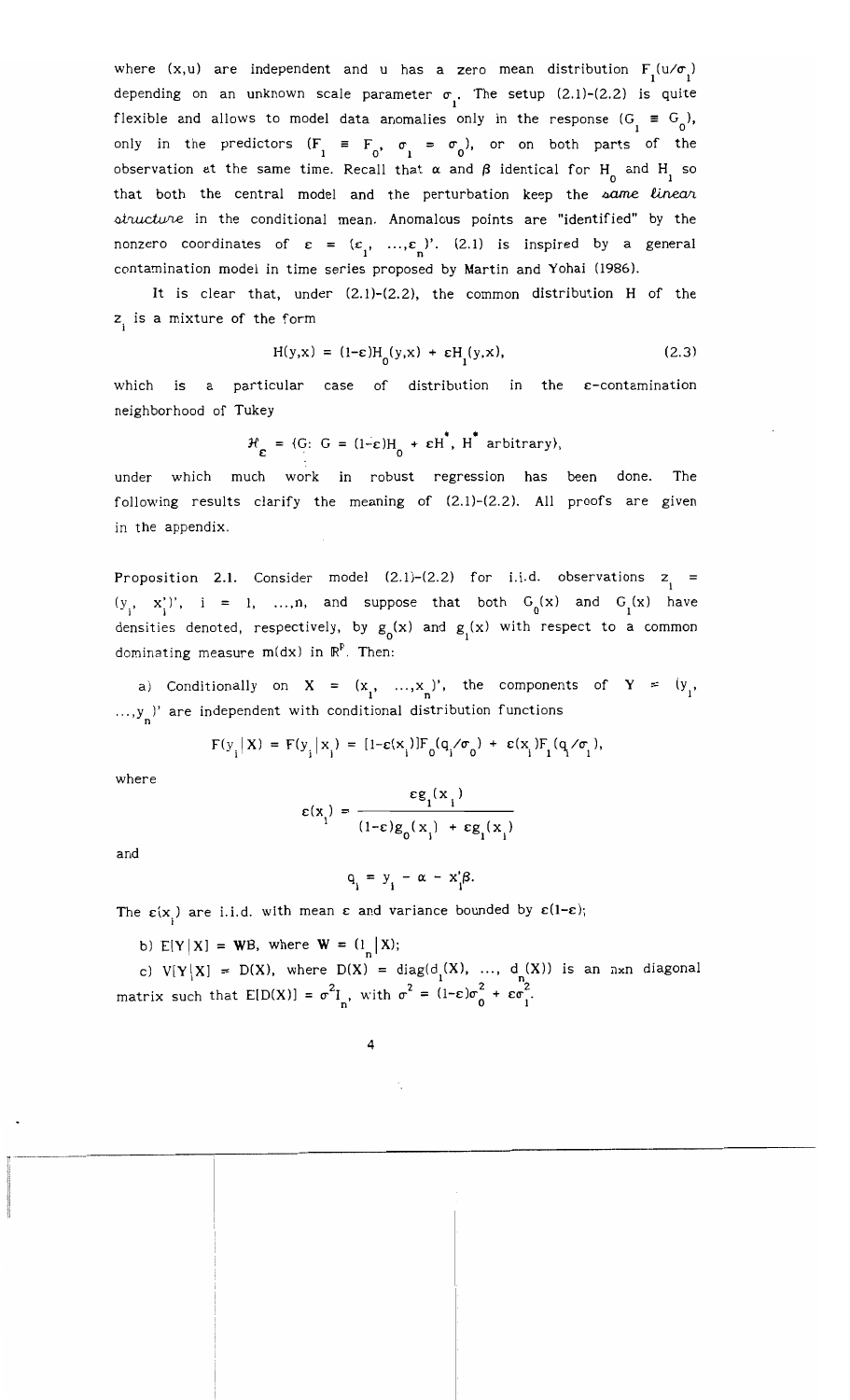where $(x,u)$ are independent and $u$ has a zero mean distribution $F_1(u/\sigma_1)$ depending on an unknown scale parameter $\sigma_1$. The setup (2.1)-(2.2) is quite flexible and allows to model data anomalies only in the response ($G_1 \equiv G_0$), only in the predictors ($F_1 \equiv F_0$, $\sigma_1 = \sigma_0$), or on both parts of the observation at the same time. Recall that $\alpha$ and $\beta$ identical for $H_0$ and $H_1$ so that both the central model and the perturbation keep the *same linear structure* in the conditional mean. Anomalous points are "identified" by the nonzero coordinates of $\varepsilon = (\varepsilon_1, \ldots, \varepsilon_n)'$. (2.1) is inspired by a general contamination model in time series proposed by Martin and Yohai (1986).

It is clear that, under (2.1)-(2.2), the common distribution H of the $z_i$ is a mixture of the form

$$H(y,x) = (1-\varepsilon)H_0(y,x) + \varepsilon H_1(y,x), \tag{2.3}$$

which is a particular case of distribution in the $\varepsilon$-contamination neighborhood of Tukey

$$\mathcal{H}_\varepsilon = \{G\colon G = (1-\varepsilon)H_0 + \varepsilon H^*,\ H^* \text{ arbitrary}\},$$

under which much work in robust regression has been done. The following results clarify the meaning of (2.1)-(2.2). All proofs are given in the appendix.

**Proposition 2.1.** Consider model (2.1)-(2.2) for i.i.d. observations $z_i = (y_i, x_i')'$, $i = 1, \ldots, n$, and suppose that both $G_0(x)$ and $G_1(x)$ have densities denoted, respectively, by $g_0(x)$ and $g_1(x)$ with respect to a common dominating measure $m(dx)$ in $\mathbb{R}^p$. Then:

a) Conditionally on $X = (x_1, \ldots, x_n)'$, the components of $Y = (y_1, \ldots, y_n)'$ are independent with conditional distribution functions

$$F(y_i|X) = F(y_i|x_i) = [1-\varepsilon(x_i)]F_0(q_i/\sigma_0) + \varepsilon(x_i)F_1(q_i/\sigma_1),$$

where

$$\varepsilon(x_i) = \frac{\varepsilon g_1(x_i)}{(1-\varepsilon)g_0(x_i) + \varepsilon g_1(x_i)}$$

and

$$q_i = y_i - \alpha - x_i'\beta.$$

The $\varepsilon(x_i)$ are i.i.d. with mean $\varepsilon$ and variance bounded by $\varepsilon(1-\varepsilon)$;

b) $E[Y|X] = \mathbf{W}\mathbf{B}$, where $\mathbf{W} = (1_n|X)$;

c) $V[Y|X] = D(X)$, where $D(X) = \text{diag}(d_1(X), \ldots, d_n(X))$ is an $n \times n$ diagonal matrix such that $E[D(X)] = \sigma^2 I_n$, with $\sigma^2 = (1-\varepsilon)\sigma_0^2 + \varepsilon\sigma_1^2$.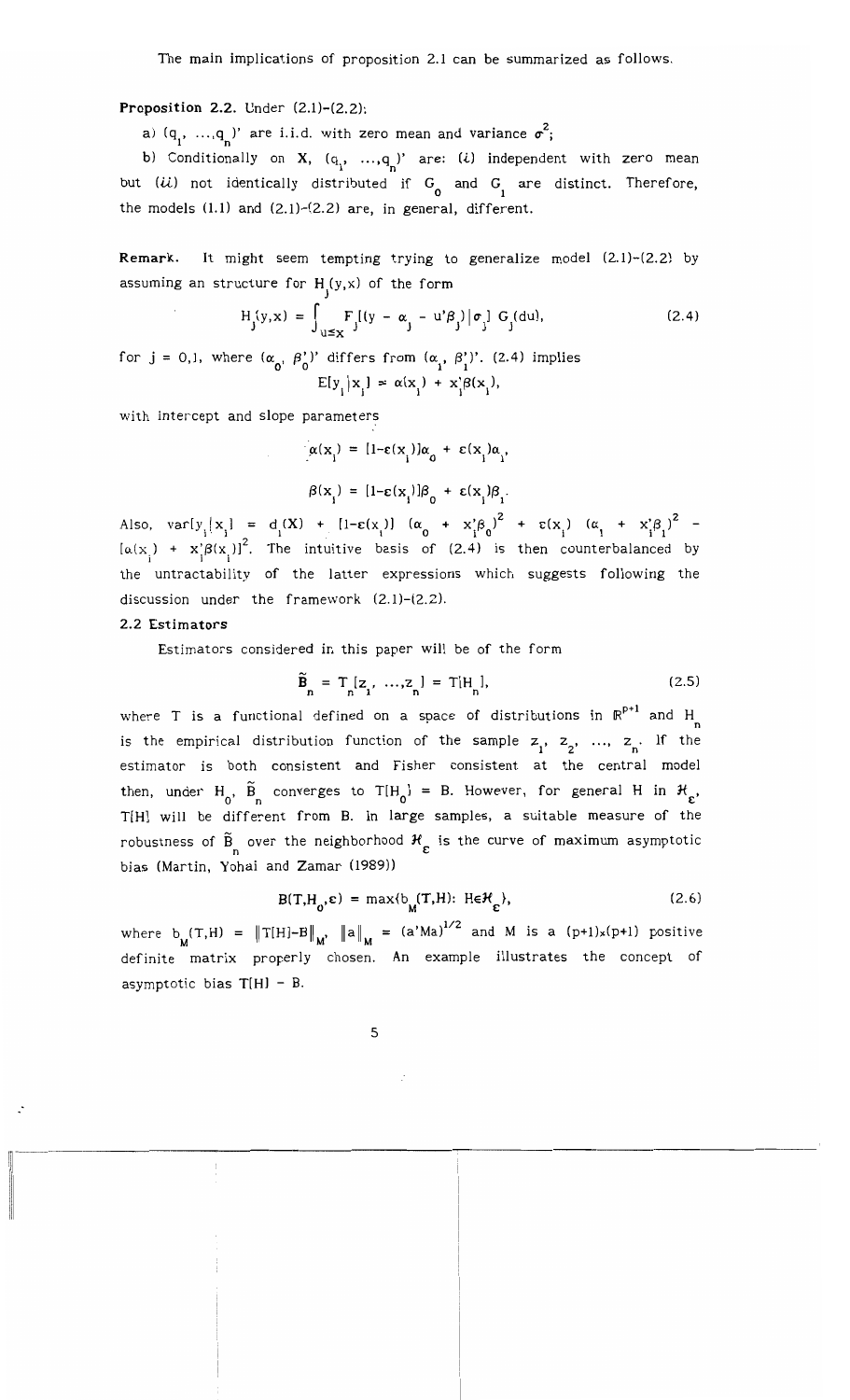The main implications of proposition 2.1 can be summarized as follows.

**Proposition 2.2.** Under (2.1)-(2.2):

a) $(q_1, \ldots, q_n)'$ are i.i.d. with zero mean and variance $\sigma^2$;

b) Conditionally on $\mathbf{X}$, $(q_1, \ldots, q_n)'$ are: ($i$) independent with zero mean but ($ii$) not identically distributed if $G_0$ and $G_1$ are distinct. Therefore, the models (1.1) and (2.1)-(2.2) are, in general, different.

**Remark.** It might seem tempting trying to generalize model (2.1)-(2.2) by assuming an structure for $H_j(y,x)$ of the form

$$H_j(y,x) = \int_{u \leq x} F_j[(y - \alpha_j - u'\beta_j)|\sigma_j]\, G_j(du), \tag{2.4}$$

for $j = 0,1$, where $(\alpha_0, \beta_0')'$ differs from $(\alpha_1, \beta_1')'$. (2.4) implies

$$E[y_i|x_i] = \alpha(x_i) + x_i'\beta(x_i),$$

with intercept and slope parameters

$$\alpha(x_i) = [1-\varepsilon(x_i)]\alpha_0 + \varepsilon(x_i)\alpha_1,$$

$$\beta(x_i) = [1-\varepsilon(x_i)]\beta_0 + \varepsilon(x_i)\beta_1.$$

Also, $\mathrm{var}[y_i|x_i] = d_i(X) + [1-\varepsilon(x_i)]\,(\alpha_0 + x_i'\beta_0)^2 + \varepsilon(x_i)\,(\alpha_1 + x_i'\beta_1)^2 - [\alpha(x_i) + x_i'\beta(x_i)]^2$. The intuitive basis of (2.4) is then counterbalanced by the untractability of the latter expressions which suggests following the discussion under the framework (2.1)-(2.2).

### 2.2 Estimators

Estimators considered in this paper will be of the form

$$\tilde{\mathrm{B}}_n = T_n[z_1, \ldots, z_n] = T[H_n], \tag{2.5}$$

where T is a functional defined on a space of distributions in $\mathbb{R}^{p+1}$ and $H_n$ is the empirical distribution function of the sample $z_1, z_2, \ldots, z_n$. If the estimator is both consistent and Fisher consistent at the central model then, under $H_0$, $\tilde{\mathrm{B}}_n$ converges to $T[H_0] = \mathrm{B}$. However, for general H in $\mathcal{H}_\varepsilon$, T[H] will be different from B. In large samples, a suitable measure of the robustness of $\tilde{\mathrm{B}}_n$ over the neighborhood $\mathcal{H}_\varepsilon$ is the curve of maximum asymptotic bias (Martin, Yohai and Zamar (1989))

$$B(T,H_0,\varepsilon) = \max\{b_M(T,H)\colon H \in \mathcal{H}_\varepsilon\}, \tag{2.6}$$

where $b_M(T,H) = \|T[H]-\mathrm{B}\|_M$, $\|a\|_M = (a'Ma)^{1/2}$ and M is a $(p+1)\times(p+1)$ positive definite matrix properly chosen. An example illustrates the concept of asymptotic bias $T[H] - \mathrm{B}$.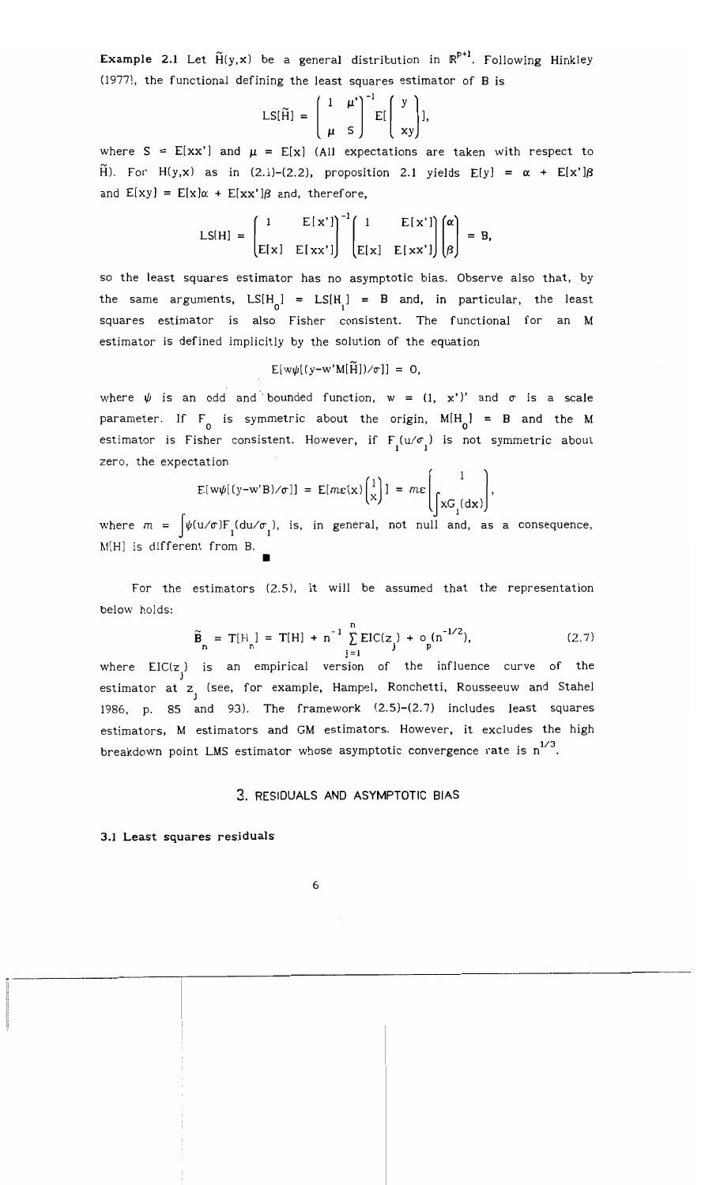**Example 2.1** Let $\tilde{H}(y,x)$ be a general distribution in $\mathbb{R}^{p+1}$. Following Hinkley (1977), the functional defining the least squares estimator of B is

$$\text{LS}[\tilde{H}] = \begin{pmatrix} 1 & \mu' \\ \mu & S \end{pmatrix}^{-1} E[\begin{pmatrix} y \\ xy \end{pmatrix}],$$

where $S = E[xx']$ and $\mu = E[x]$ (All expectations are taken with respect to $\tilde{H}$). For $H(y,x)$ as in (2.1)-(2.2), proposition 2.1 yields $E[y] = \alpha + E[x']\beta$ and $E[xy] = E[x]\alpha + E[xx']\beta$ and, therefore,

$$\text{LS}[H] = \begin{pmatrix} 1 & E[x'] \\ E[x] & E[xx'] \end{pmatrix}^{-1} \begin{pmatrix} 1 & E[x'] \\ E[x] & E[xx'] \end{pmatrix} \begin{pmatrix} \alpha \\ \beta \end{pmatrix} = B,$$

so the least squares estimator has no asymptotic bias. Observe also that, by the same arguments, $\text{LS}[H_0] = \text{LS}[H_1] = B$ and, in particular, the least squares estimator is also Fisher consistent. The functional for an M estimator is defined implicitly by the solution of the equation

$$E[w\psi[(y - w'M[\tilde{H}])/\sigma]] = 0,$$

where $\psi$ is an odd and bounded function, $w = (1, x')'$ and $\sigma$ is a scale parameter. If $F_0$ is symmetric about the origin, $M[H_0] = B$ and the M estimator is Fisher consistent. However, if $F_1(u/\sigma_1)$ is not symmetric about zero, the expectation

$$E[w\psi[(y-w'B)/\sigma]] = E[m\varepsilon(x)\begin{pmatrix} 1 \\ x \end{pmatrix}] = m\varepsilon \begin{pmatrix} 1 \\ \int x G_1(dx) \end{pmatrix},$$

where $m = \int \psi(u/\sigma) F_1(du/\sigma_1)$, is, in general, not null and, as a consequence, $M[H]$ is different from B.

■

For the estimators (2.5), it will be assumed that the representation below holds:

$$\tilde{B}_n = T[H_n] = T[H] + n^{-1} \sum_{j=1}^{n} \text{EIC}(z_j) + o_p(n^{-1/2}), \tag{2.7}$$

where $\text{EIC}(z_j)$ is an empirical version of the influence curve of the estimator at $z_j$ (see, for example, Hampel, Ronchetti, Rousseeuw and Stahel 1986, p. 85 and 93). The framework (2.5)-(2.7) includes least squares estimators, M estimators and GM estimators. However, it excludes the high breakdown point LMS estimator whose asymptotic convergence rate is $n^{1/3}$.

## 3. RESIDUALS AND ASYMPTOTIC BIAS

### 3.1 Least squares residuals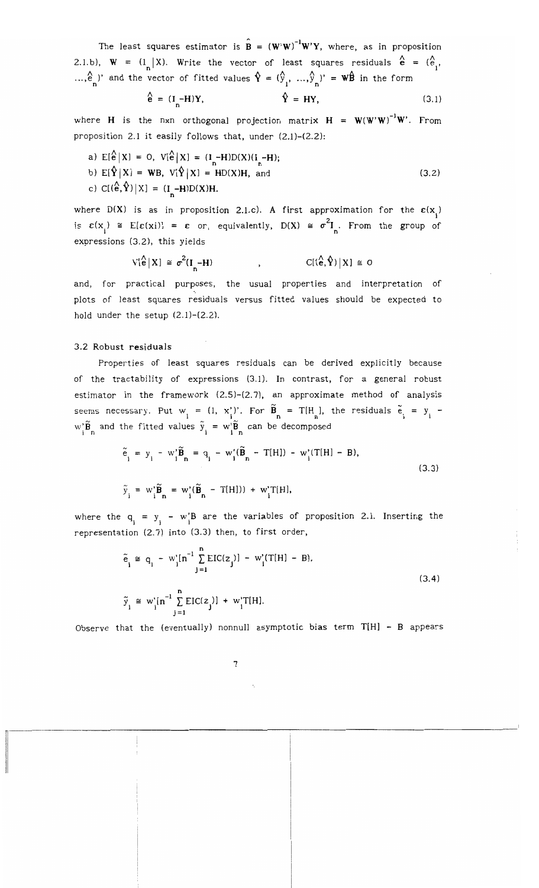The least squares estimator is $\hat{\mathbf{B}} = (\mathbf{W}'\mathbf{W})^{-1}\mathbf{W}'\mathbf{Y}$, where, as in proposition 2.1.b), $\mathbf{W} = (1_n|X)$. Write the vector of least squares residuals $\hat{\mathbf{e}} = (\hat{e}_1, ..., \hat{e}_n)'$ and the vector of fitted values $\hat{\mathbf{Y}} = (\hat{y}_1, ..., \hat{y}_n)' = \mathbf{W}\hat{\mathbf{B}}$ in the form

$$\hat{\mathbf{e}} = (\mathbf{I}_n - \mathbf{H})\mathbf{Y}, \qquad \hat{\mathbf{Y}} = \mathbf{H}\mathbf{Y}, \tag{3.1}$$

where $\mathbf{H}$ is the nxn orthogonal projection matrix $\mathbf{H} = \mathbf{W}(\mathbf{W}'\mathbf{W})^{-1}\mathbf{W}'$. From proposition 2.1 it easily follows that, under (2.1)-(2.2):

$$\begin{aligned}
&\text{a) } E[\hat{\mathbf{e}}|X] = 0, \; V[\hat{\mathbf{e}}|X] = (\mathbf{I}_n - \mathbf{H})D(X)(\mathbf{I}_n - \mathbf{H}); \\
&\text{b) } E[\hat{\mathbf{Y}}|X] = \mathbf{W}\mathbf{B}, \; V[\hat{\mathbf{Y}}|X] = \mathbf{H}D(X)\mathbf{H}, \text{ and} \\
&\text{c) } C[(\hat{\mathbf{e}},\hat{\mathbf{Y}})|X] = (\mathbf{I}_n - \mathbf{H})D(X)\mathbf{H}.
\end{aligned} \tag{3.2}$$

where $D(X)$ is as in proposition 2.1.c). A first approximation for the $\varepsilon(x_i)$ is $\varepsilon(x_i) \cong E[\varepsilon(x_i)] = \varepsilon$ or, equivalently, $D(X) \cong \sigma^2\mathbf{I}_n$. From the group of expressions (3.2), this yields

$$V[\hat{\mathbf{e}}|X] \cong \sigma^2(\mathbf{I}_n - \mathbf{H}) \qquad , \qquad C[(\hat{\mathbf{e}},\hat{\mathbf{Y}})|X] \cong 0$$

and, for practical purposes, the usual properties and interpretation of plots of least squares residuals versus fitted values should be expected to hold under the setup (2.1)-(2.2).

### 3.2 Robust residuals

Properties of least squares residuals can be derived explicitly because of the tractability of expressions (3.1). In contrast, for a general robust estimator in the framework (2.5)-(2.7), an approximate method of analysis seems necessary. Put $w_i = (1, x_i')'$. For $\tilde{\mathbf{B}}_n = T[H_n]$, the residuals $\tilde{e}_i = y_i - w_i'\tilde{\mathbf{B}}_n$ and the fitted values $\tilde{y}_i = w_i'\tilde{\mathbf{B}}_n$ can be decomposed

$$\begin{aligned}
\tilde{e}_i &= y_i - w_i'\tilde{\mathbf{B}}_n = q_i - w_i'(\tilde{\mathbf{B}}_n - T[H]) - w_i'(T[H] - B), \\
\tilde{y}_i &= w_i'\tilde{\mathbf{B}}_n = w_i'(\tilde{\mathbf{B}}_n - T[H]) + w_i'T[H],
\end{aligned} \tag{3.3}$$

where the $q_i = y_i - w_i'B$ are the variables of proposition 2.1. Inserting the representation (2.7) into (3.3) then, to first order,

$$\begin{aligned}
\tilde{e}_i &\cong q_i - w_i'[n^{-1}\sum_{j=1}^{n} EIC(z_j)] - w_i'(T[H] - B), \\
\tilde{y}_i &\cong w_i'[n^{-1}\sum_{j=1}^{n} EIC(z_j)] + w_i'T[H].
\end{aligned} \tag{3.4}$$

Observe that the (eventually) nonnull asymptotic bias term $T[H] - B$ appears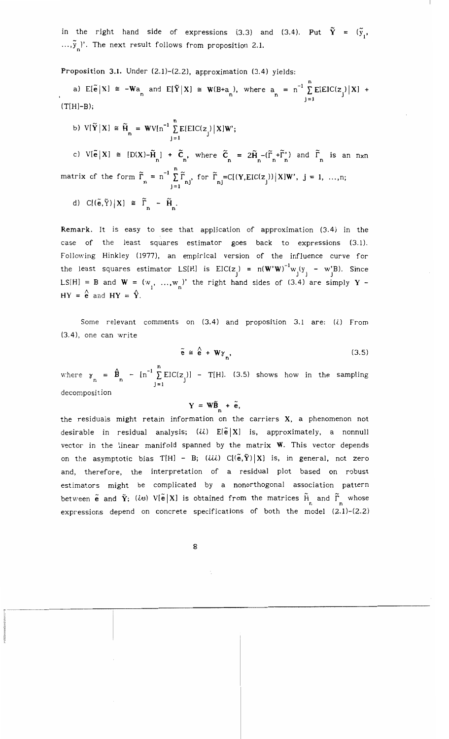in the right hand side of expressions (3.3) and (3.4). Put $\tilde{\mathbf{Y}} = (\tilde{y}_1, \ldots, \tilde{y}_n)'$. The next result follows from proposition 2.1.

**Proposition 3.1.** Under (2.1)-(2.2), approximation (3.4) yields:

a) $E[\tilde{\mathbf{e}}|\mathbf{X}] \cong -\mathbf{W}a_n$ and $E[\tilde{\mathbf{Y}}|\mathbf{X}] \cong \mathbf{W}(B+a_n)$, where $a_n = n^{-1}\sum_{j=1}^{n} E[EIC(z_j)|\mathbf{X}] + (T[H]-B)$;

b) $V[\tilde{\mathbf{Y}}|\mathbf{X}] \cong \tilde{\mathbf{H}}_n = \mathbf{W}V[n^{-1}\sum_{j=1}^{n} E[EIC(z_j)|\mathbf{X}]\mathbf{W}'$;

c) $V[\tilde{\mathbf{e}}|\mathbf{X}] \cong [D(X)-\tilde{\mathbf{H}}_n] + \tilde{\mathbf{C}}_n$, where $\tilde{\mathbf{C}}_n = 2\tilde{\mathbf{H}}_n-(\tilde{\Gamma}_n+\tilde{\Gamma}'_n)$ and $\tilde{\Gamma}_n$ is an nxn matrix of the form $\tilde{\Gamma}_n = n^{-1}\sum_{j=1}^{n}\tilde{\Gamma}_{nj}$, for $\tilde{\Gamma}_{nj}=C[(\mathbf{Y},EIC(z_j))|\mathbf{X}]\mathbf{W}'$, $j = 1, \ldots, n$;

d) $C[(\tilde{\mathbf{e}},\tilde{\mathbf{Y}})|\mathbf{X}] \cong \tilde{\Gamma}_n - \tilde{\mathbf{H}}_n$.

**Remark.** It is easy to see that application of approximation (3.4) in the case of the least squares estimator goes back to expressions (3.1). Following Hinkley (1977), an empirical version of the influence curve for the least squares estimator LS[H] is $EIC(z_j) = n(\mathbf{W}'\mathbf{W})^{-1}w_j(y_j - w_j'B)$. Since LS[H] = B and $\mathbf{W} = (w_1, \ldots, w_n)'$ the right hand sides of (3.4) are simply $\mathbf{Y} - \mathbf{H}\mathbf{Y} = \hat{\mathbf{e}}$ and $\mathbf{H}\mathbf{Y} = \hat{\mathbf{Y}}$.

Some relevant comments on (3.4) and proposition 3.1 are: (*i*) From (3.4), one can write

$$\tilde{\mathbf{e}} \cong \hat{\mathbf{e}} + \mathbf{W}\gamma_n, \tag{3.5}$$

where $\gamma_n = \hat{\mathbf{B}}_n - [n^{-1}\sum_{j=1}^{n} EIC(z_j)] - T[H]$. (3.5) shows how in the sampling decomposition

$$\mathbf{Y} = \mathbf{W}\tilde{\mathbf{B}}_n + \tilde{\mathbf{e}},$$

the residuals might retain information on the carriers $\mathbf{X}$, a phenomenon not desirable in residual analysis; (*ii*) $E[\tilde{\mathbf{e}}|\mathbf{X}]$ is, approximately, a nonnull vector in the linear manifold spanned by the matrix $\mathbf{W}$. This vector depends on the asymptotic bias $T[H] - B$; (*iii*) $C[(\tilde{\mathbf{e}},\tilde{\mathbf{Y}})|\mathbf{X}]$ is, in general, not zero and, therefore, the interpretation of a residual plot based on robust estimators might be complicated by a nonorthogonal association pattern between $\tilde{\mathbf{e}}$ and $\tilde{\mathbf{Y}}$; (*iv*) $V[\tilde{\mathbf{e}}|\mathbf{X}]$ is obtained from the matrices $\tilde{H}_n$ and $\tilde{\Gamma}_n$ whose expressions depend on concrete specifications of both the model (2.1)-(2.2)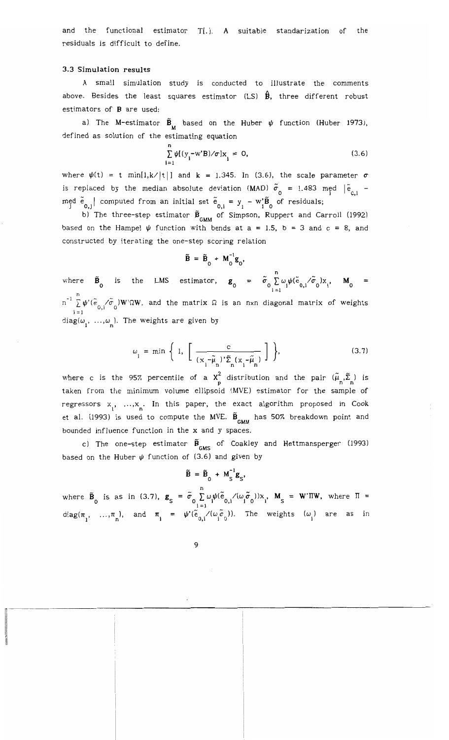and the functional estimator T[.]. A suitable standarization of the residuals is difficult to define.

### 3.3 Simulation results

A small simulation study is conducted to illustrate the comments above. Besides the least squares estimator (LS) $\hat{\mathbf{B}}$, three different robust estimators of $\mathbf{B}$ are used:

a) The M-estimator $\tilde{\mathbf{B}}_M$ based on the Huber $\psi$ function (Huber 1973), defined as solution of the estimating equation

$$\sum_{i=1}^{n} \psi[(y_i - w'B)/\sigma]x_i = 0, \tag{3.6}$$

where $\psi(t) = t \min[1, k/|t|]$ and $k = 1.345$. In (3.6), the scale parameter $\sigma$ is replaced by the median absolute deviation (MAD) $\tilde{\sigma}_0 = 1.483 \operatorname{med}_i |\tilde{e}_{0,i} - \operatorname{med}_j \tilde{e}_{0,j}|$ computed from an initial set $\tilde{e}_{0,i} = y_i - w_i'\tilde{B}_0$ of residuals;

b) The three-step estimator $\tilde{\mathbf{B}}_{GMM}$ of Simpson, Ruppert and Carroll (1992) based on the Hampel $\psi$ function with bends at a = 1.5, b = 3 and c = 8, and constructed by iterating the one-step scoring relation

$$\tilde{\mathbf{B}} = \tilde{\mathbf{B}}_0 + \mathbf{M}_0^{-1}\mathbf{g}_0,$$

where $\tilde{\mathbf{B}}_0$ is the LMS estimator, $\mathbf{g}_0 = \tilde{\sigma}_0 \sum_{i=1}^{n} \omega_i \psi(\tilde{e}_{0,i}/\tilde{\sigma}_0)x_i$, $\mathbf{M}_0 = n^{-1} \sum_{i=1}^{n} \psi'(\tilde{e}_{0,i}/\tilde{\sigma}_0)\mathbf{W}'\Omega\mathbf{W}$, and the matrix $\Omega$ is an nxn diagonal matrix of weights $\operatorname{diag}(\omega_1, \ldots, \omega_n)$. The weights are given by

$$\omega_i = \min\left\{ 1, \left[ \frac{c}{(x_i - \tilde{\mu}_n)'\tilde{\Sigma}_n(x_i - \tilde{\mu}_n)} \right] \right\}, \tag{3.7}$$

where c is the 95% percentile of a $\chi^2_p$ distribution and the pair $(\tilde{\mu}_n, \tilde{\Sigma}_n)$ is taken from the minimum volume ellipsoid (MVE) estimator for the sample of regressors $x_1, \ldots, x_n$. In this paper, the exact algorithm proposed in Cook et al. (1993) is used to compute the MVE. $\tilde{\mathbf{B}}_{GMM}$ has 50% breakdown point and bounded influence function in the x and y spaces.

c) The one-step estimator $\tilde{\mathbf{B}}_{GMS}$ of Coakley and Hettmansperger (1993) based on the Huber $\psi$ function of (3.6) and given by

$$\tilde{\mathbf{B}} = \tilde{\mathbf{B}}_0 + \mathbf{M}_S^{-1}\mathbf{g}_S,$$

where $\tilde{\mathbf{B}}_0$ is as in (3.7), $\mathbf{g}_S = \tilde{\sigma}_0 \sum_{i=1}^{n} \omega_i \psi(\tilde{e}_{0,i}/(\omega_i\tilde{\sigma}_0))x_i$, $\mathbf{M}_S = \mathbf{W}'\Pi\mathbf{W}$, where $\Pi = \operatorname{diag}(\pi_1, \ldots, \pi_n)$, and $\pi_i = \psi'(\tilde{e}_{0,i}/(\omega_i\tilde{\sigma}_0))$. The weights $(\omega_i)$ are as in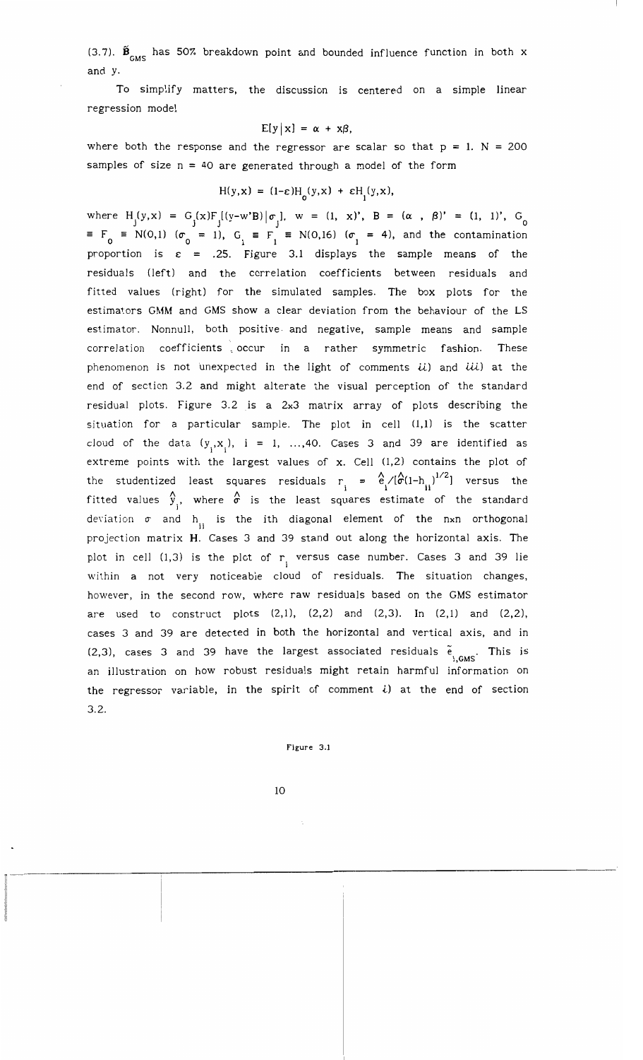(3.7). $\tilde{\mathbf{B}}_{GMS}$ has 50% breakdown point and bounded influence function in both x and y.

To simplify matters, the discussion is centered on a simple linear regression model

$$E[y|x] = \alpha + x\beta,$$

where both the response and the regressor are scalar so that p = 1. N = 200 samples of size n = 40 are generated through a model of the form

$$H(y,x) = (1-\varepsilon)H_0(y,x) + \varepsilon H_1(y,x),$$

where $H_j(y,x) = G_j(x)F_j[(y-w'B)|\sigma_j]$, $w = (1,\ x)'$, $B = (\alpha\ ,\ \beta)' = (1,\ 1)'$, $G_0 \equiv F_0 \equiv N(0,1)$ ($\sigma_0 = 1$), $G_1 \equiv F_1 \equiv N(0,16)$ ($\sigma_1 = 4$), and the contamination proportion is $\varepsilon = .25$. Figure 3.1 displays the sample means of the residuals (left) and the correlation coefficients between residuals and fitted values (right) for the simulated samples. The box plots for the estimators GMM and GMS show a clear deviation from the behaviour of the LS estimator. Nonnull, both positive and negative, sample means and sample correlation coefficients occur in a rather symmetric fashion. These phenomenon is not unexpected in the light of comments *ii*) and *iii*) at the end of section 3.2 and might alterate the visual perception of the standard residual plots. Figure 3.2 is a 2x3 matrix array of plots describing the situation for a particular sample. The plot in cell (1,1) is the scatter cloud of the data $(y_i,x_i)$, i = 1, ...,40. Cases 3 and 39 are identified as extreme points with the largest values of x. Cell (1,2) contains the plot of the studentized least squares residuals $r_i = \hat{e}_i/[\hat{\sigma}(1-h_{ii})^{1/2}]$ versus the fitted values $\hat{y}_i$, where $\hat{\sigma}$ is the least squares estimate of the standard deviation $\sigma$ and $h_{ii}$ is the ith diagonal element of the nxn orthogonal projection matrix **H**. Cases 3 and 39 stand out along the horizontal axis. The plot in cell (1,3) is the plot of $r_i$ versus case number. Cases 3 and 39 lie within a not very noticeable cloud of residuals. The situation changes, however, in the second row, where raw residuals based on the GMS estimator are used to construct plots (2,1), (2,2) and (2,3). In (2,1) and (2,2), cases 3 and 39 are detected in both the horizontal and vertical axis, and in (2,3), cases 3 and 39 have the largest associated residuals $\tilde{e}_{i,GMS}$. This is an illustration on how robust residuals might retain harmful information on the regressor variable, in the spirit of comment *i*) at the end of section 3.2.

Figure 3.1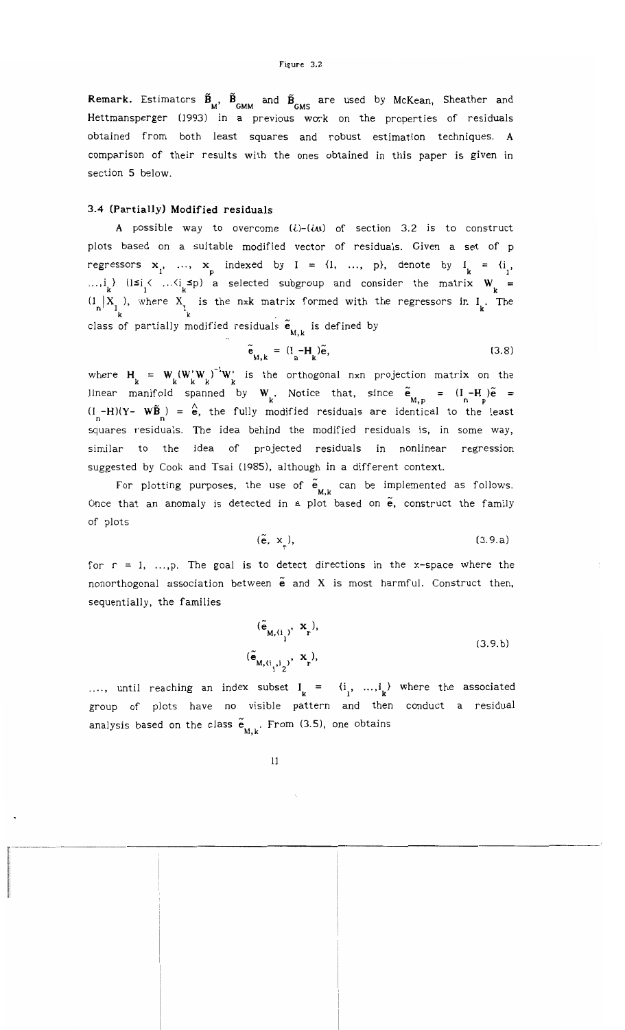**Remark.** Estimators $\tilde{\mathbf{B}}_M$, $\tilde{\mathbf{B}}_{GMM}$ and $\tilde{\mathbf{B}}_{GMS}$ are used by McKean, Sheather and Hettmansperger (1993) in a previous work on the properties of residuals obtained from both least squares and robust estimation techniques. A comparison of their results with the ones obtained in this paper is given in section 5 below.

### 3.4 (Partially) Modified residuals

A possible way to overcome (*i*)-(*iii*) of section 3.2 is to construct plots based on a suitable modified vector of residuals. Given a set of p regressors $\mathbf{x}_1, \ldots, \mathbf{x}_p$ indexed by $I = \{1, \ldots, p\}$, denote by $I_k = \{i_1, \ldots, i_k\}$ $(1 \le i_1 < \ldots < i_k \le p)$ a selected subgroup and consider the matrix $\mathbf{W}_k = (1_n | X_{I_k})$, where $X_{I_k}$ is the nxk matrix formed with the regressors in $I_k$. The class of partially modified residuals $\tilde{\mathbf{e}}_{M,k}$ is defined by

$$\tilde{\mathbf{e}}_{M,k} = (I_n - H_k)\tilde{\mathbf{e}}, \tag{3.8}$$

where $H_k = W_k(W_k'W_k)^{-1}W_k'$ is the orthogonal nxn projection matrix on the linear manifold spanned by $\mathbf{W}_k$. Notice that, since $\tilde{\mathbf{e}}_{M,p} = (I_n - H_p)\tilde{\mathbf{e}} = (I_n - H)(Y - W\tilde{\mathbf{B}}_n) = \hat{\mathbf{e}}$, the fully modified residuals are identical to the least squares residuals. The idea behind the modified residuals is, in some way, similar to the idea of projected residuals in nonlinear regression suggested by Cook and Tsai (1985), although in a different context.

For plotting purposes, the use of $\tilde{\mathbf{e}}_{M,k}$ can be implemented as follows. Once that an anomaly is detected in a plot based on $\tilde{\mathbf{e}}$, construct the family of plots

$$(\tilde{\mathbf{e}}, \mathbf{x}_r), \tag{3.9.a}$$

for $r = 1, \ldots, p$. The goal is to detect directions in the x-space where the nonorthogonal association between $\tilde{\mathbf{e}}$ and X is most harmful. Construct then, sequentially, the families

$$\begin{aligned} &(\tilde{\mathbf{e}}_{M,(i_1)}, \mathbf{x}_r), \\ &(\tilde{\mathbf{e}}_{M,(i_1,i_2)}, \mathbf{x}_r), \end{aligned} \tag{3.9.b}$$

...., until reaching an index subset $I_k = \{i_1, \ldots, i_k\}$ where the associated group of plots have no visible pattern and then conduct a residual analysis based on the class $\tilde{\mathbf{e}}_{M,k}$. From (3.5), one obtains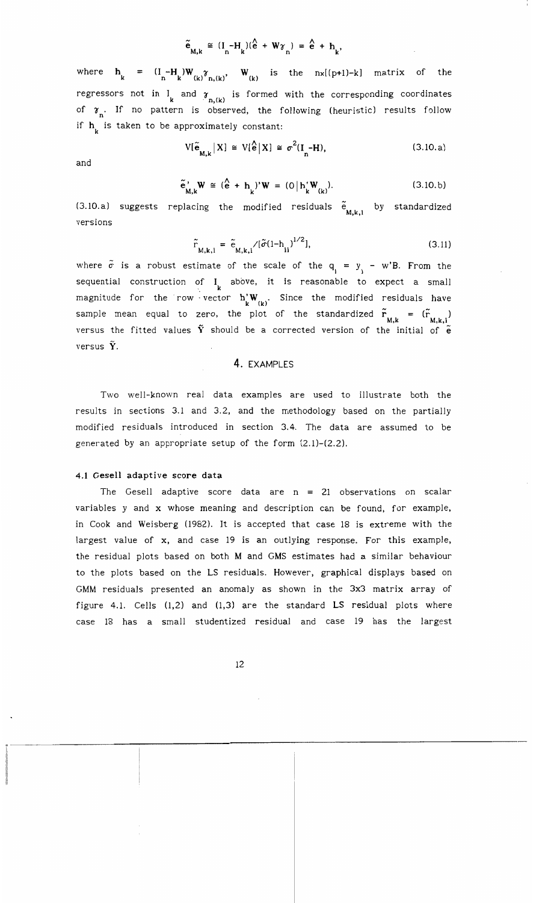$$\tilde{\mathbf{e}}_{M,k} \cong (\mathbf{I}_n - \mathbf{H}_k)(\hat{\mathbf{e}} + \mathbf{W}\boldsymbol{\gamma}_n) = \hat{\mathbf{e}} + \mathbf{h}_k,$$

where $\mathbf{h}_k = (\mathbf{I}_n - \mathbf{H}_k)\mathbf{W}_{(k)}\boldsymbol{\gamma}_{n,(k)}$, $\mathbf{W}_{(k)}$ is the $n\mathrm{x}[(p+1)-k]$ matrix of the regressors not in $\mathrm{I}_k$ and $\boldsymbol{\gamma}_{n,(k)}$ is formed with the corresponding coordinates of $\boldsymbol{\gamma}_n$. If no pattern is observed, the following (heuristic) results follow if $\mathbf{h}_k$ is taken to be approximately constant:

$$V[\tilde{\mathbf{e}}_{M,k}|\mathbf{X}] \cong V[\hat{\mathbf{e}}|\mathbf{X}] \cong \sigma^2(\mathbf{I}_n - \mathbf{H}), \tag{3.10.a}$$

and

$$\tilde{\mathbf{e}}'_{M,k}\mathbf{W} \cong (\hat{\mathbf{e}} + \mathbf{h}_k)'\mathbf{W} = (0|\mathbf{h}'_k\mathbf{W}_{(k)}). \tag{3.10.b}$$

(3.10.a) suggests replacing the modified residuals $\tilde{e}_{M,k,i}$ by standardized versions

$$\tilde{r}_{M,k,i} = \tilde{e}_{M,k,i}/[\tilde{\sigma}(1-h_{ii})^{1/2}], \tag{3.11}$$

where $\tilde{\sigma}$ is a robust estimate of the scale of the $q_i = y_i - w'B$. From the sequential construction of $\mathrm{I}_k$ above, it is reasonable to expect a small magnitude for the row vector $\mathbf{h}'_k\mathbf{W}_{(k)}$. Since the modified residuals have sample mean equal to zero, the plot of the standardized $\tilde{\mathbf{r}}_{M,k} = (\tilde{r}_{M,k,i})$ versus the fitted values $\tilde{\mathbf{Y}}$ should be a corrected version of the initial of $\tilde{\mathbf{e}}$ versus $\tilde{\mathbf{Y}}$.

## 4. EXAMPLES

Two well-known real data examples are used to illustrate both the results in sections 3.1 and 3.2, and the methodology based on the partially modified residuals introduced in section 3.4. The data are assumed to be generated by an appropriate setup of the form (2.1)-(2.2).

### 4.1 Gesell adaptive score data

The Gesell adaptive score data are $n = 21$ observations on scalar variables y and x whose meaning and description can be found, for example, in Cook and Weisberg (1982). It is accepted that case 18 is extreme with the largest value of x, and case 19 is an outlying response. For this example, the residual plots based on both M and GMS estimates had a similar behaviour to the plots based on the LS residuals. However, graphical displays based on GMM residuals presented an anomaly as shown in the 3x3 matrix array of figure 4.1. Cells (1,2) and (1,3) are the standard LS residual plots where case 18 has a small studentized residual and case 19 has the largest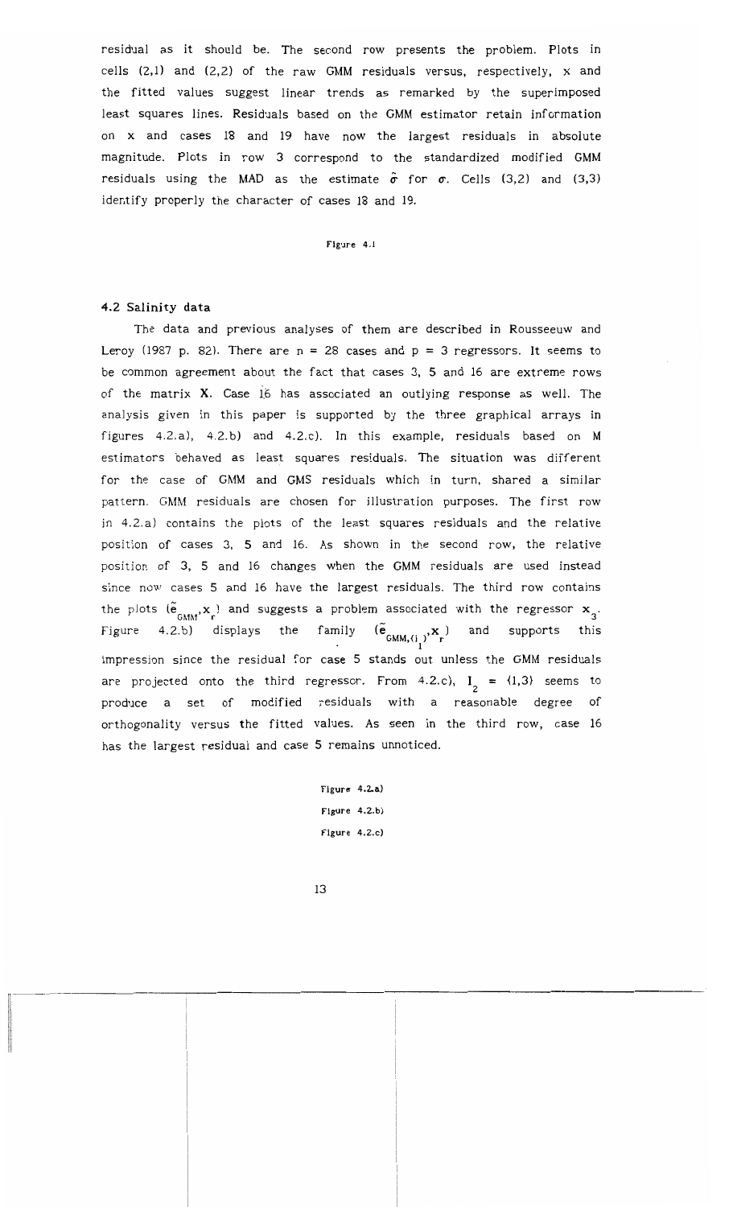residual as it should be. The second row presents the problem. Plots in cells (2,1) and (2,2) of the raw GMM residuals versus, respectively, x and the fitted values suggest linear trends as remarked by the superimposed least squares lines. Residuals based on the GMM estimator retain information on x and cases 18 and 19 have now the largest residuals in absolute magnitude. Plots in row 3 correspond to the standardized modified GMM residuals using the MAD as the estimate $\hat{\sigma}$ for $\sigma$. Cells (3,2) and (3,3) identify properly the character of cases 18 and 19.

Figure 4.1

### 4.2 Salinity data

The data and previous analyses of them are described in Rousseeuw and Leroy (1987 p. 82). There are $n = 28$ cases and $p = 3$ regressors. It seems to be common agreement about the fact that cases 3, 5 and 16 are extreme rows of the matrix $\mathbf{X}$. Case 16 has associated an outlying response as well. The analysis given in this paper is supported by the three graphical arrays in figures 4.2.a), 4.2.b) and 4.2.c). In this example, residuals based on M estimators behaved as least squares residuals. The situation was different for the case of GMM and GMS residuals which in turn, shared a similar pattern. GMM residuals are chosen for illustration purposes. The first row in 4.2.a) contains the plots of the least squares residuals and the relative position of cases 3, 5 and 16. As shown in the second row, the relative position of 3, 5 and 16 changes when the GMM residuals are used instead since now cases 5 and 16 have the largest residuals. The third row contains the plots $(\tilde{e}_{GMM}, x_r)$ and suggests a problem associated with the regressor $\mathbf{x}_3$. Figure 4.2.b) displays the family $(\tilde{\mathbf{e}}_{GMM,(i_1)}, \mathbf{x}_r)$ and supports this impression since the residual for case 5 stands out unless the GMM residuals are projected onto the third regressor. From 4.2.c), $I_2 = \{1,3\}$ seems to produce a set of modified residuals with a reasonable degree of orthogonality versus the fitted values. As seen in the third row, case 16 has the largest residual and case 5 remains unnoticed.

Figure 4.2.a)

Figure 4.2.b)

Figure 4.2.c)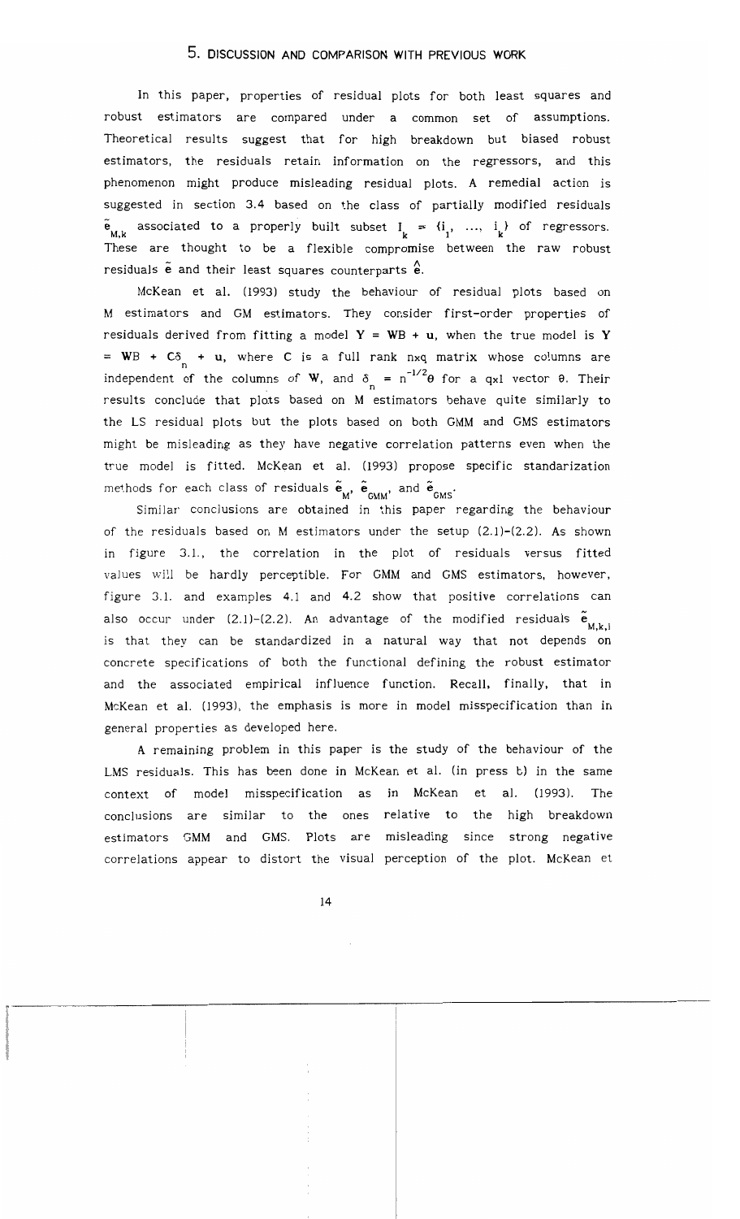# 5. DISCUSSION AND COMPARISON WITH PREVIOUS WORK

In this paper, properties of residual plots for both least squares and robust estimators are compared under a common set of assumptions. Theoretical results suggest that for high breakdown but biased robust estimators, the residuals retain information on the regressors, and this phenomenon might produce misleading residual plots. A remedial action is suggested in section 3.4 based on the class of partially modified residuals $\tilde{\mathbf{e}}_{M,k}$ associated to a properly built subset $I_k = \{i_1, \ldots, i_k\}$ of regressors. These are thought to be a flexible compromise between the raw robust residuals $\tilde{\mathbf{e}}$ and their least squares counterparts $\hat{\mathbf{e}}$.

McKean et al. (1993) study the behaviour of residual plots based on M estimators and GM estimators. They consider first-order properties of residuals derived from fitting a model $\mathbf{Y} = \mathbf{W}\mathrm{B} + \mathbf{u}$, when the true model is $\mathbf{Y} = \mathbf{W}\mathrm{B} + \mathbf{C}\delta_n + \mathbf{u}$, where $\mathbf{C}$ is a full rank nxq matrix whose columns are independent of the columns of $\mathbf{W}$, and $\delta_n = n^{-1/2}\theta$ for a qx1 vector $\theta$. Their results conclude that plots based on M estimators behave quite similarly to the LS residual plots but the plots based on both GMM and GMS estimators might be misleading as they have negative correlation patterns even when the true model is fitted. McKean et al. (1993) propose specific standarization methods for each class of residuals $\tilde{\mathbf{e}}_M$, $\tilde{\mathbf{e}}_{GMM}$, and $\tilde{\mathbf{e}}_{GMS}$.

Similar conclusions are obtained in this paper regarding the behaviour of the residuals based on M estimators under the setup (2.1)-(2.2). As shown in figure 3.1., the correlation in the plot of residuals versus fitted values will be hardly perceptible. For GMM and GMS estimators, however, figure 3.1. and examples 4.1 and 4.2 show that positive correlations can also occur under (2.1)-(2.2). An advantage of the modified residuals $\tilde{\mathbf{e}}_{M,k,l}$ is that they can be standardized in a natural way that not depends on concrete specifications of both the functional defining the robust estimator and the associated empirical influence function. Recall, finally, that in McKean et al. (1993), the emphasis is more in model misspecification than in general properties as developed here.

A remaining problem in this paper is the study of the behaviour of the LMS residuals. This has been done in McKean et al. (in press b) in the same context of model misspecification as in McKean et al. (1993). The conclusions are similar to the ones relative to the high breakdown estimators GMM and GMS. Plots are misleading since strong negative correlations appear to distort the visual perception of the plot. McKean et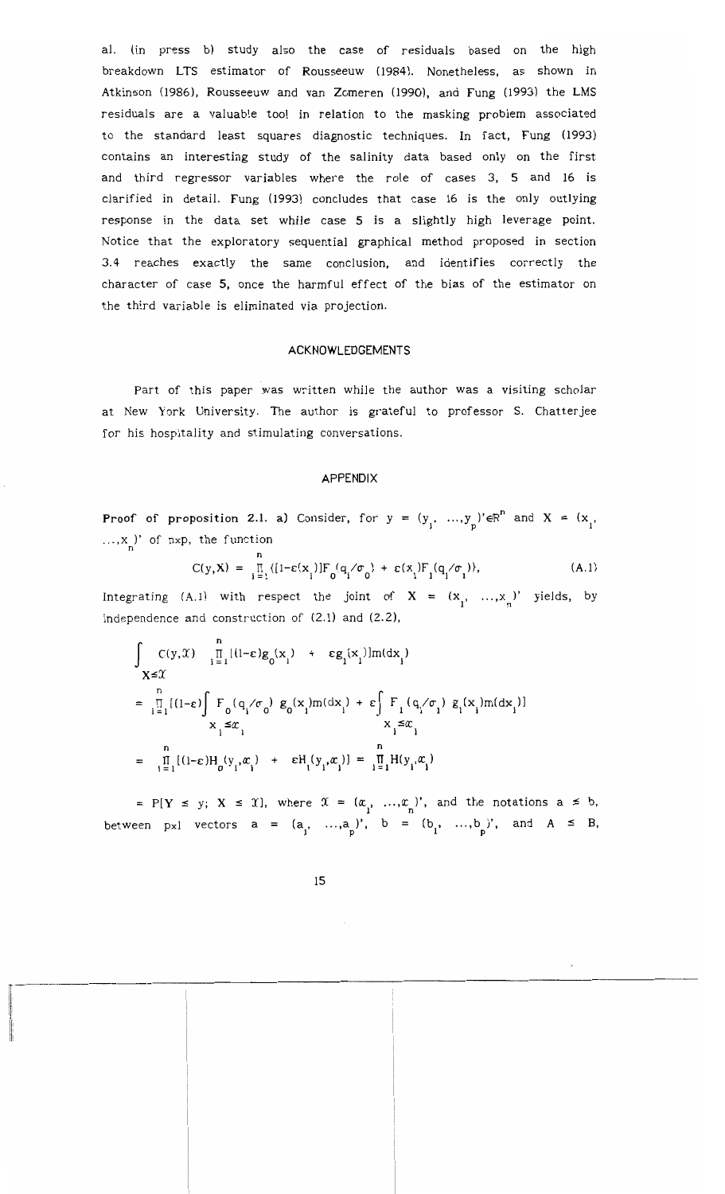al. (in press b) study also the case of residuals based on the high breakdown LTS estimator of Rousseeuw (1984). Nonetheless, as shown in Atkinson (1986), Rousseeuw and van Zomeren (1990), and Fung (1993) the LMS residuals are a valuable tool in relation to the masking problem associated to the standard least squares diagnostic techniques. In fact, Fung (1993) contains an interesting study of the salinity data based only on the first and third regressor variables where the role of cases 3, 5 and 16 is clarified in detail. Fung (1993) concludes that case 16 is the only outlying response in the data set while case 5 is a slightly high leverage point. Notice that the exploratory sequential graphical method proposed in section 3.4 reaches exactly the same conclusion, and identifies correctly the character of case 5, once the harmful effect of the bias of the estimator on the third variable is eliminated via projection.

## ACKNOWLEDGEMENTS

Part of this paper was written while the author was a visiting scholar at New York University. The author is grateful to professor S. Chatterjee for his hospitality and stimulating conversations.

## APPENDIX

**Proof of proposition 2.1. a)** Consider, for $y = (y_1, \ldots, y_p)' \in \mathbb{R}^n$ and $X = (x_1, \ldots, x_n)'$ of nxp, the function

$$C(y,X) = \prod_{i=1}^{n} \{[1-\varepsilon(x_i)]F_0(q_i/\sigma_0) + \varepsilon(x_i)F_1(q_i/\sigma_1)\}, \tag{A.1}$$

Integrating (A.1) with respect the joint of $X = (x_1, \ldots, x_n)'$ yields, by independence and construction of (2.1) and (2.2),

$$\int_{X \leq \mathcal{X}} C(y,\mathcal{X}) \prod_{i=1}^{n} [(1-\varepsilon)g_0(x_i) + \varepsilon g_1(x_i)]m(dx_i)$$

$$= \prod_{i=1}^{n} [(1-\varepsilon)\int_{x_i \leq \mathcal{x}_i} F_0(q_i/\sigma_0)\, g_0(x_i)m(dx_i) + \varepsilon \int_{x_i \leq \mathcal{x}_i} F_1(q_i/\sigma_1)\, g_1(x_i)m(dx_i)]$$

$$= \prod_{i=1}^{n} [(1-\varepsilon)H_0(y_i,\mathcal{x}_i) + \varepsilon H_1(y_i,\mathcal{x}_i)] = \prod_{i=1}^{n} H(y_i,\mathcal{x}_i)$$

$= P[Y \leq y;\ X \leq \mathcal{X}]$, where $\mathcal{X} = (\mathcal{x}_1, \ldots, \mathcal{x}_n)'$, and the notations $a \leq b$, between px1 vectors $a = (a_1, \ldots, a_p)'$, $b = (b_1, \ldots, b_p)'$, and $A \leq B$,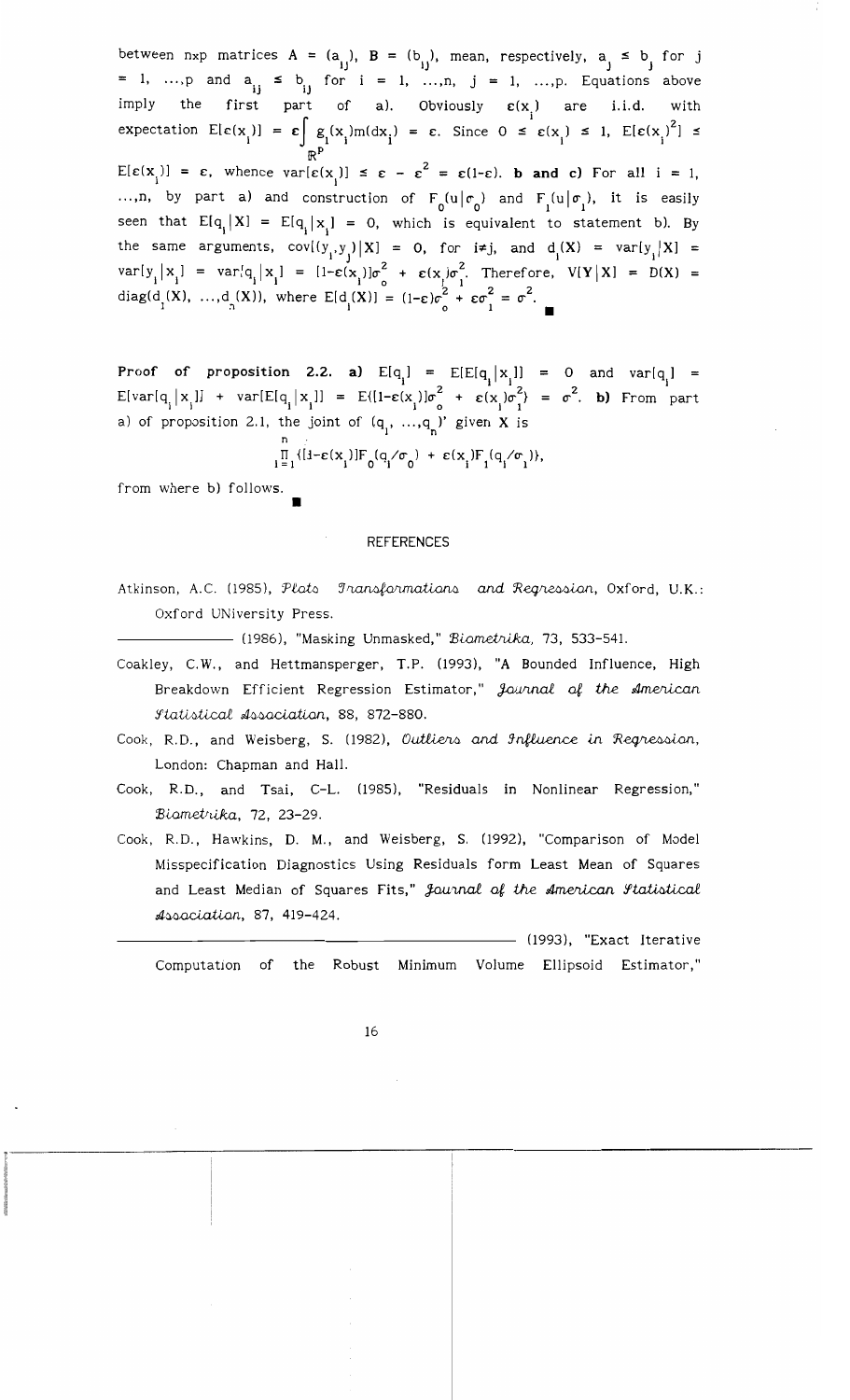between nxp matrices $A = (a_{ij})$, $B = (b_{ij})$, mean, respectively, $a_j \le b_j$ for $j = 1, \ldots, p$ and $a_{ij} \le b_{ij}$ for $i = 1, \ldots, n$, $j = 1, \ldots, p$. Equations above imply the first part of a). Obviously $\varepsilon(x_i)$ are i.i.d. with expectation $E[\varepsilon(x_i)] = \varepsilon \int_{\mathbb{R}^p} g_1(x_i) m(dx_i) = \varepsilon$. Since $0 \le \varepsilon(x_i) \le 1$, $E[\varepsilon(x_i)^2] \le E[\varepsilon(x_i)] = \varepsilon$, whence $\text{var}[\varepsilon(x_i)] \le \varepsilon - \varepsilon^2 = \varepsilon(1-\varepsilon)$. **b and c)** For all $i = 1, \ldots, n$, by part a) and construction of $F_0(u|\sigma_0)$ and $F_1(u|\sigma_1)$, it is easily seen that $E[q_i|X] = E[q_i|x_i] = 0$, which is equivalent to statement b). By the same arguments, $\text{cov}[(y_i, y_j)|X] = 0$, for $i \ne j$, and $d_i(X) = \text{var}[y_i|X] = \text{var}[y_i|x_i] = \text{var}[q_i|x_i] = [1-\varepsilon(x_i)]\sigma_0^2 + \varepsilon(x_i)\sigma_1^2$. Therefore, $V[Y|X] = D(X) = \text{diag}(d_1(X), \ldots, d_n(X))$, where $E[d_i(X)] = (1-\varepsilon)\sigma_0^2 + \varepsilon\sigma_1^2 = \sigma^2$. ∎

**Proof of proposition 2.2. a)** $E[q_i] = E[E[q_i|x_i]] = 0$ and $\text{var}[q_i] = E[\text{var}[q_i|x_i]] + \text{var}[E[q_i|x_i]] = E\{[1-\varepsilon(x_i)]\sigma_0^2 + \varepsilon(x_i)\sigma_1^2\} = \sigma^2$. **b)** From part a) of proposition 2.1, the joint of $(q_1, \ldots, q_n)'$ given $X$ is

$$\prod_{i=1}^{n} \{[1-\varepsilon(x_i)]F_0(q_i/\sigma_0) + \varepsilon(x_i)F_1(q_i/\sigma_1)\},$$

from where b) follows. ∎

## REFERENCES

Atkinson, A.C. (1985), *Plots Transformations and Regression*, Oxford, U.K.: Oxford UNiversity Press.

——— (1986), "Masking Unmasked," *Biometrika*, 73, 533-541.

Coakley, C.W., and Hettmansperger, T.P. (1993), "A Bounded Influence, High Breakdown Efficient Regression Estimator," *Journal of the American Statistical Association*, 88, 872-880.

Cook, R.D., and Weisberg, S. (1982), *Outliers and Influence in Regression*, London: Chapman and Hall.

Cook, R.D., and Tsai, C-L. (1985), "Residuals in Nonlinear Regression," *Biometrika*, 72, 23-29.

Cook, R.D., Hawkins, D. M., and Weisberg, S. (1992), "Comparison of Model Misspecification Diagnostics Using Residuals form Least Mean of Squares and Least Median of Squares Fits," *Journal of the American Statistical Association*, 87, 419-424.

——— (1993), "Exact Iterative Computation of the Robust Minimum Volume Ellipsoid Estimator,"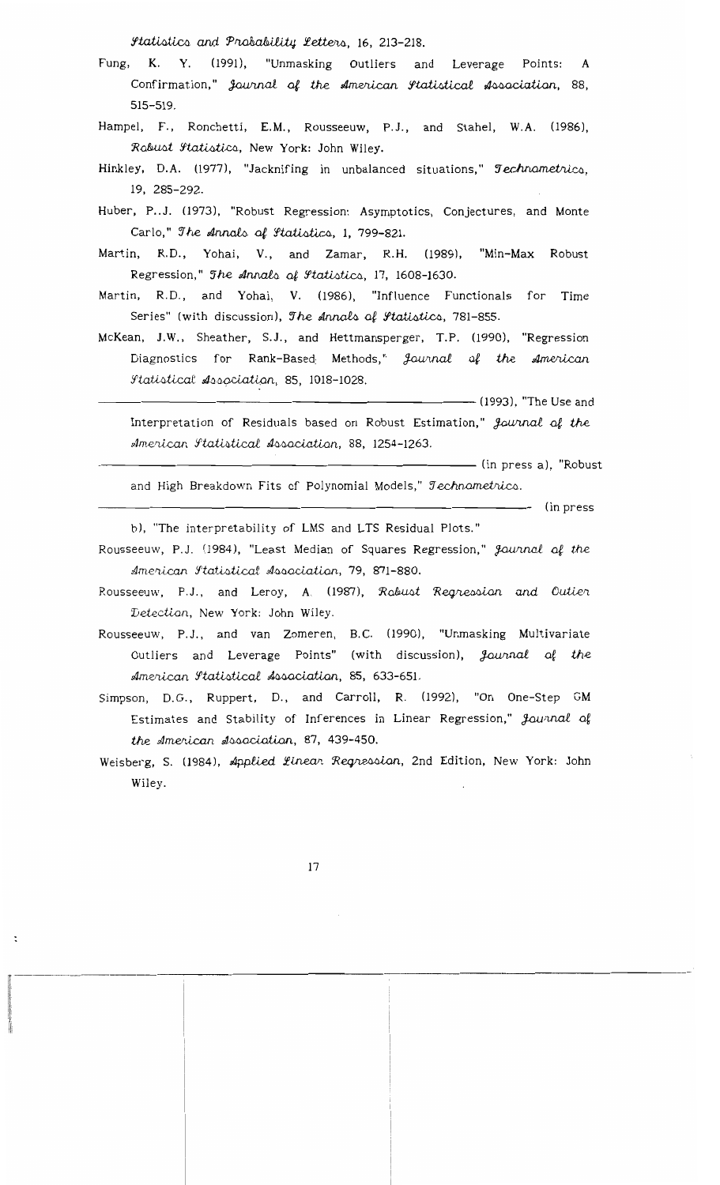*Statistics and Probability Letters*, 16, 213-218.

Fung, K. Y. (1991), "Unmasking Outliers and Leverage Points: A Confirmation," *Journal of the American Statistical Association*, 88, 515-519.

Hampel, F., Ronchetti, E.M., Rousseeuw, P.J., and Stahel, W.A. (1986), *Robust Statistics*, New York: John Wiley.

Hinkley, D.A. (1977), "Jacknifing in unbalanced situations," *Technometrics*, 19, 285-292.

Huber, P..J. (1973), "Robust Regression: Asymptotics, Conjectures, and Monte Carlo," *The Annals of Statistics*, 1, 799-821.

Martin, R.D., Yohai, V., and Zamar, R.H. (1989), "Min-Max Robust Regression," *The Annals of Statistics*, 17, 1608-1630.

Martin, R.D., and Yohai, V. (1986), "Influence Functionals for Time Series" (with discussion), *The Annals of Statistics*, 781-855.

McKean, J.W., Sheather, S.J., and Hettmansperger, T.P. (1990), "Regression Diagnostics for Rank-Based Methods," *Journal of the American Statistical Association*, 85, 1018-1028.

——— (1993), "The Use and Interpretation of Residuals based on Robust Estimation," *Journal of the American Statistical Association*, 88, 1254-1263.

——— (in press a), "Robust and High Breakdown Fits of Polynomial Models," *Technometrics*.

——— (in press b), "The interpretability of LMS and LTS Residual Plots."

Rousseeuw, P.J. (1984), "Least Median of Squares Regression," *Journal of the American Statistical Association*, 79, 871-880.

Rousseeuw, P.J., and Leroy, A. (1987), *Robust Regression and Outier Detection*, New York: John Wiley.

Rousseeuw, P.J., and van Zomeren, B.C. (1990), "Unmasking Multivariate Outliers and Leverage Points" (with discussion), *Journal of the American Statistical Association*, 85, 633-651.

Simpson, D.G., Ruppert, D., and Carroll, R. (1992), "On One-Step GM Estimates and Stability of Inferences in Linear Regression," *Journal of the American Association*, 87, 439-450.

Weisberg, S. (1984), *Applied Linear Regression*, 2nd Edition, New York: John Wiley.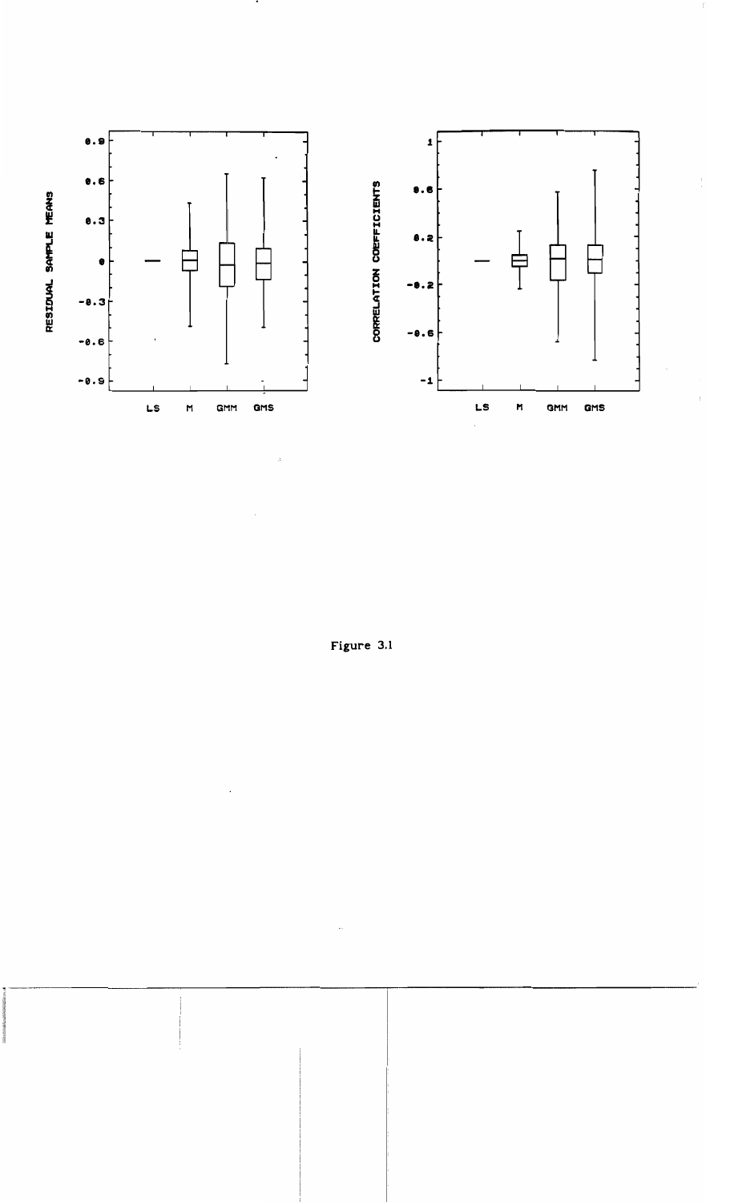Figure 3.1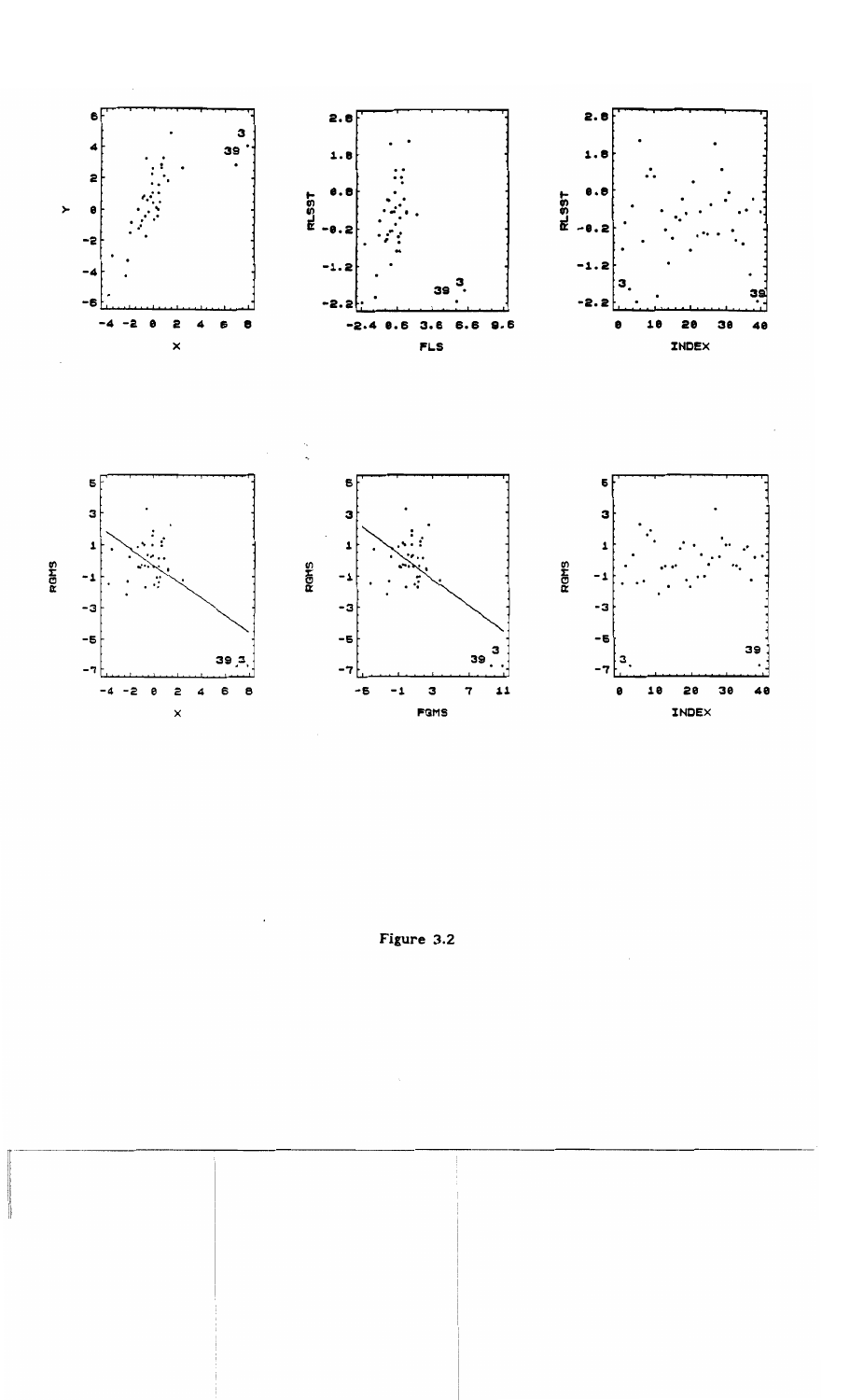Figure 3.2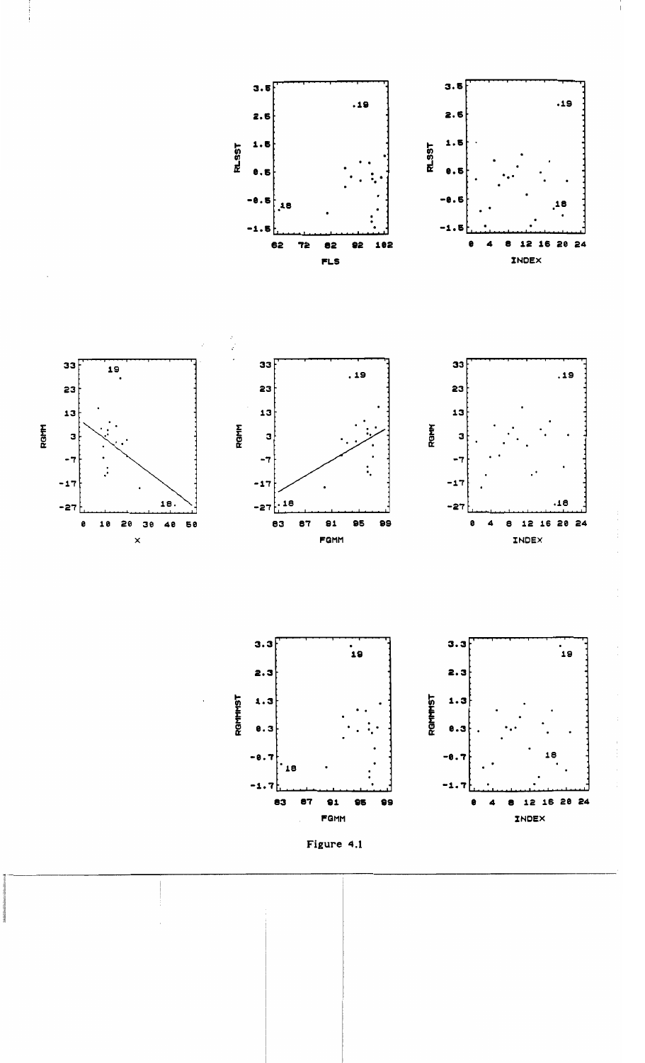Figure 4.1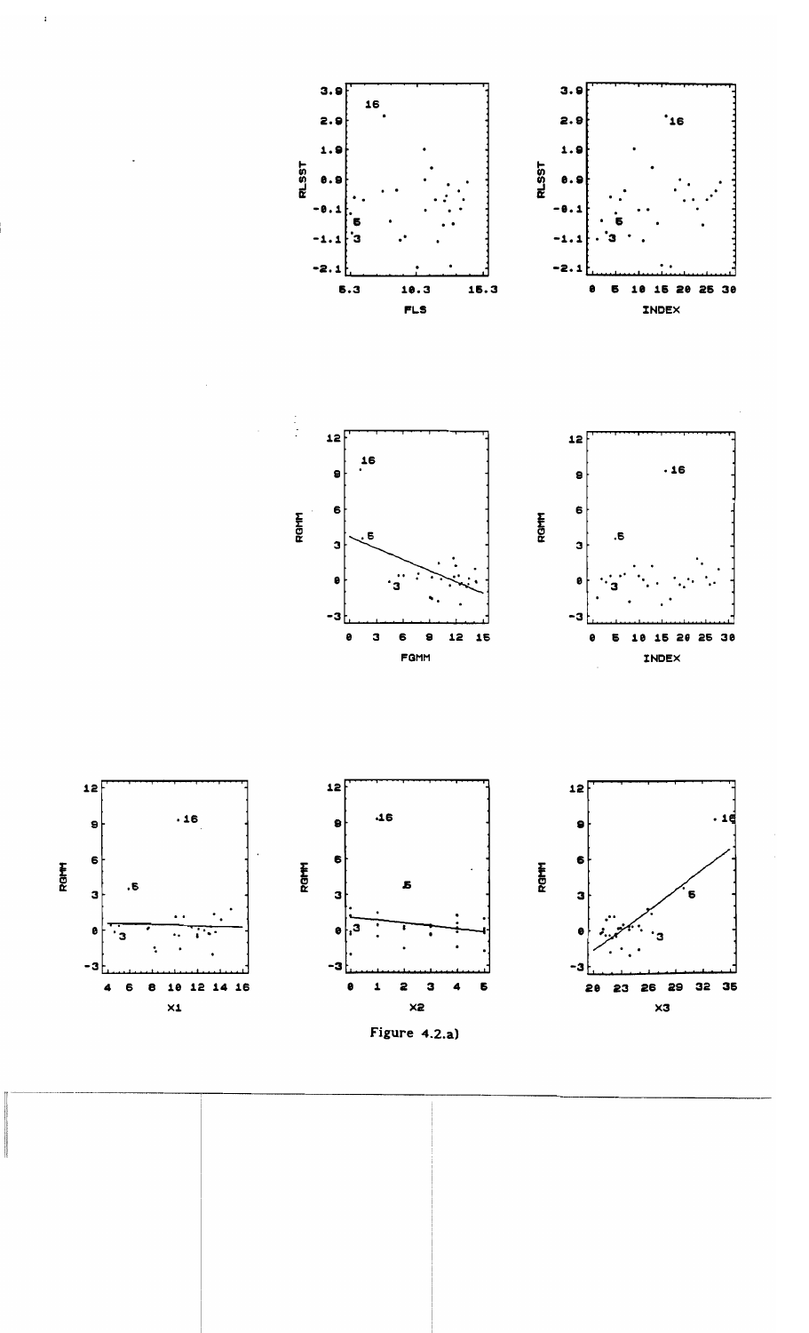Figure 4.2.a)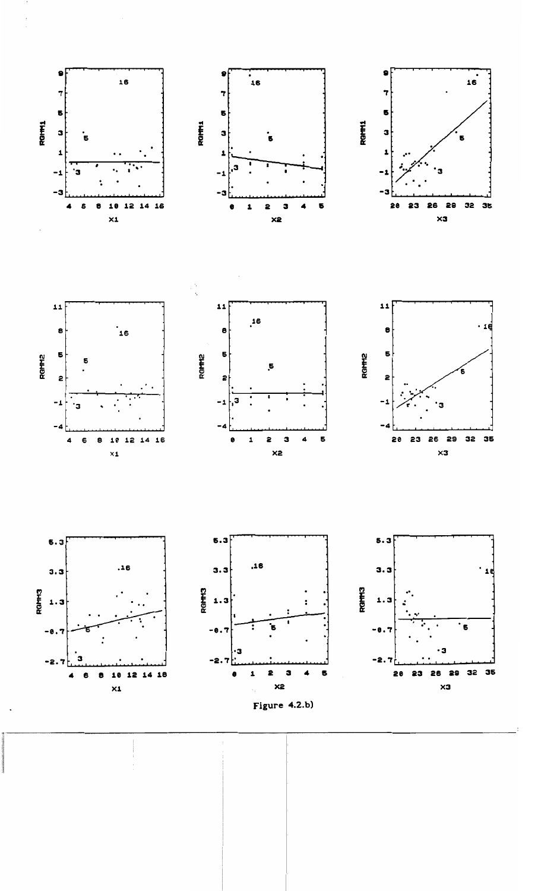Figure 4.2.b)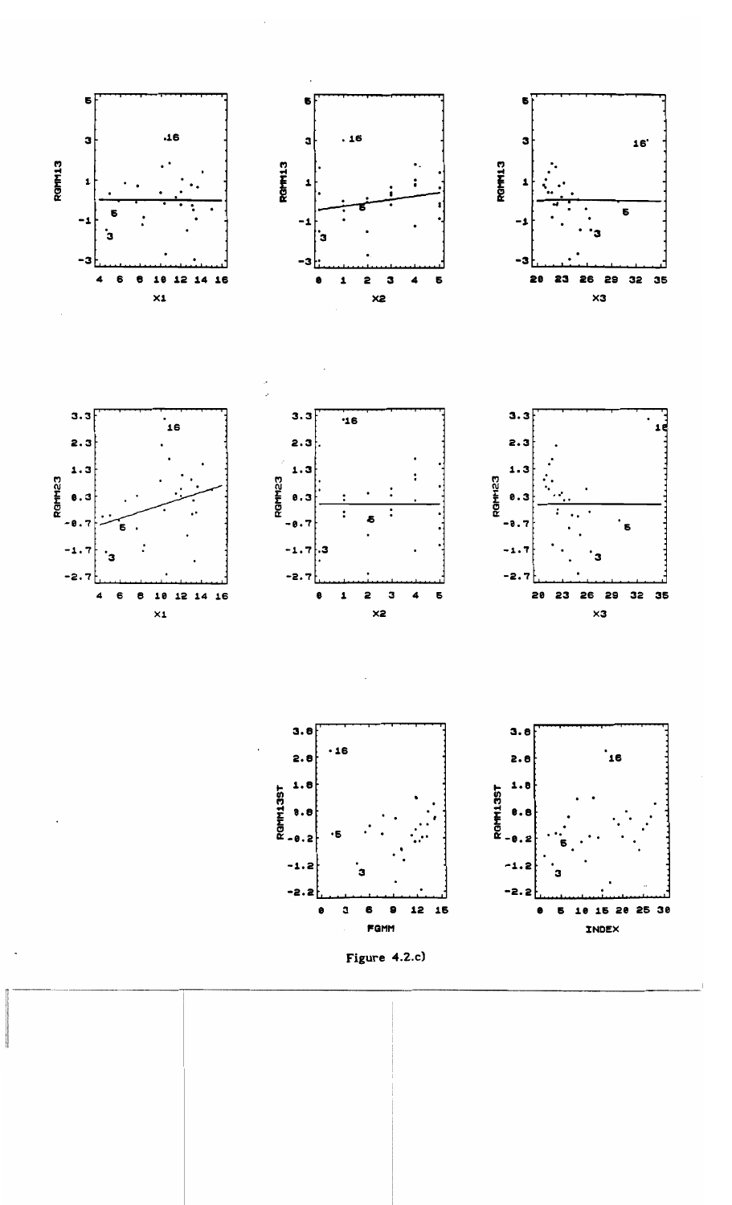Figure 4.2.c)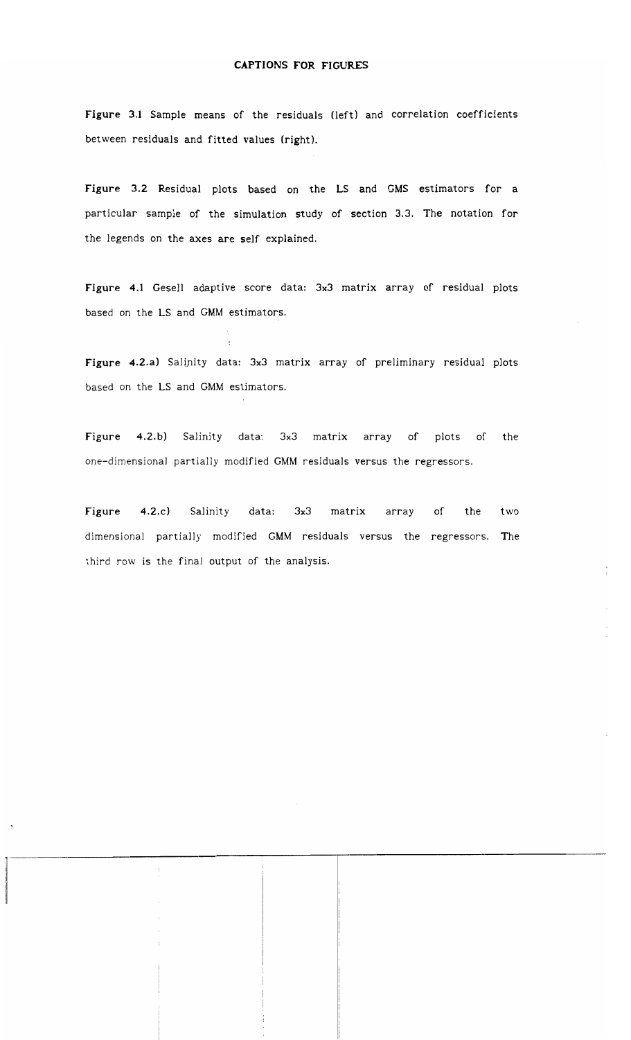## CAPTIONS FOR FIGURES

**Figure 3.1** Sample means of the residuals (left) and correlation coefficients between residuals and fitted values (right).

**Figure 3.2** Residual plots based on the LS and GMS estimators for a particular sampie of the simulation study of section 3.3. The notation for the legends on the axes are self explained.

**Figure 4.1** Gesell adaptive score data: 3x3 matrix array of residual plots based on the LS and GMM estimators.

**Figure 4.2.a)** Salinity data: 3x3 matrix array of preliminary residual plots based on the LS and GMM estimators.

**Figure 4.2.b)** Salinity data: 3x3 matrix array of plots of the one-dimensional partially modified GMM residuals versus the regressors.

**Figure 4.2.c)** Salinity data: 3x3 matrix array of the two dimensional partially modified GMM residuals versus the regressors. The third row is the final output of the analysis.